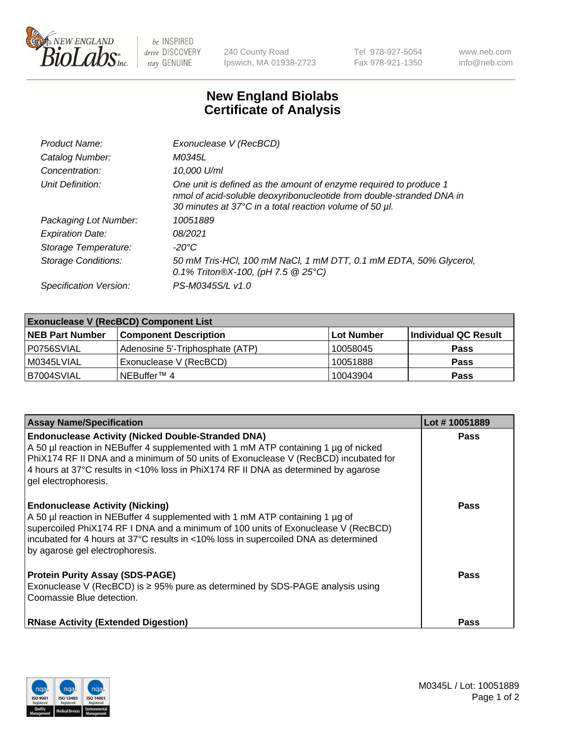# New England Biolabs Certificate of Analysis

| | |
|---|---|
| Product Name: | Exonuclease V (RecBCD) |
| Catalog Number: | M0345L |
| Concentration: | 10,000 U/ml |
| Unit Definition: | One unit is defined as the amount of enzyme required to produce 1 nmol of acid-soluble deoxyribonucleotide from double-stranded DNA in 30 minutes at 37°C in a total reaction volume of 50 µl. |
| Packaging Lot Number: | 10051889 |
| Expiration Date: | 08/2021 |
| Storage Temperature: | -20°C |
| Storage Conditions: | 50 mM Tris-HCl, 100 mM NaCl, 1 mM DTT, 0.1 mM EDTA, 50% Glycerol, 0.1% Triton®X-100, (pH 7.5 @ 25°C) |
| Specification Version: | PS-M0345S/L v1.0 |

| Exonuclease V (RecBCD) Component List | | | |
|---|---|---|---|
| **NEB Part Number** | **Component Description** | **Lot Number** | **Individual QC Result** |
| P0756SVIAL | Adenosine 5'-Triphosphate (ATP) | 10058045 | **Pass** |
| M0345LVIAL | Exonuclease V (RecBCD) | 10051888 | **Pass** |
| B7004SVIAL | NEBuffer™ 4 | 10043904 | **Pass** |

| Assay Name/Specification | Lot # 10051889 |
|---|---|
| **Endonuclease Activity (Nicked Double-Stranded DNA)**<br>A 50 µl reaction in NEBuffer 4 supplemented with 1 mM ATP containing 1 µg of nicked PhiX174 RF II DNA and a minimum of 50 units of Exonuclease V (RecBCD) incubated for 4 hours at 37°C results in <10% loss in PhiX174 RF II DNA as determined by agarose gel electrophoresis. | **Pass** |
| **Endonuclease Activity (Nicking)**<br>A 50 µl reaction in NEBuffer 4 supplemented with 1 mM ATP containing 1 µg of supercoiled PhiX174 RF I DNA and a minimum of 100 units of Exonuclease V (RecBCD) incubated for 4 hours at 37°C results in <10% loss in supercoiled DNA as determined by agarose gel electrophoresis. | **Pass** |
| **Protein Purity Assay (SDS-PAGE)**<br>Exonuclease V (RecBCD) is ≥ 95% pure as determined by SDS-PAGE analysis using Coomassie Blue detection. | **Pass** |
| **RNase Activity (Extended Digestion)** | **Pass** |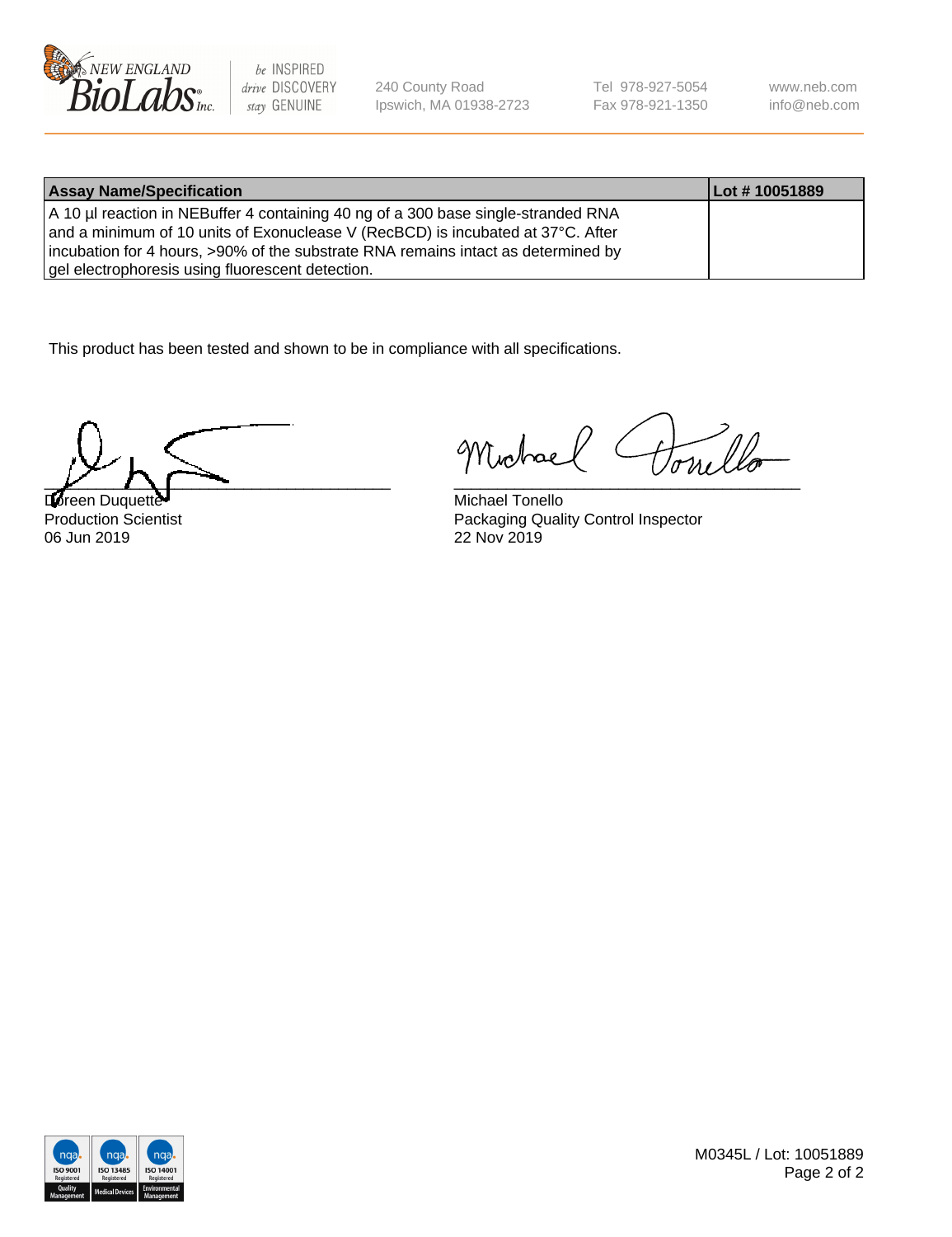| Assay Name/Specification | Lot # 10051889 |
| --- | --- |
| A 10 µl reaction in NEBuffer 4 containing 40 ng of a 300 base single-stranded RNA and a minimum of 10 units of Exonuclease V (RecBCD) is incubated at 37°C. After incubation for 4 hours, >90% of the substrate RNA remains intact as determined by gel electrophoresis using fluorescent detection. | |

This product has been tested and shown to be in compliance with all specifications.

Doreen Duquette
Production Scientist
06 Jun 2019

Michael Tonello
Packaging Quality Control Inspector
22 Nov 2019

M0345L / Lot: 10051889